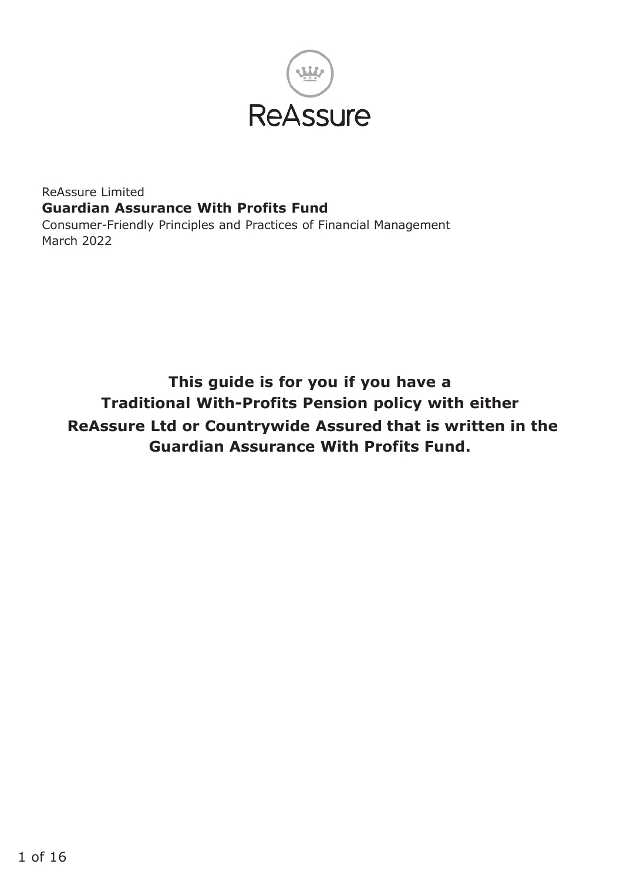ReAssure

ReAssure Limited

**Guardian Assurance With Profits Fund**

Consumer-Friendly Principles and Practices of Financial Management

March 2022

**This guide is for you if you have a Traditional With-Profits Pension policy with either ReAssure Ltd or Countrywide Assured that is written in the Guardian Assurance With Profits Fund.**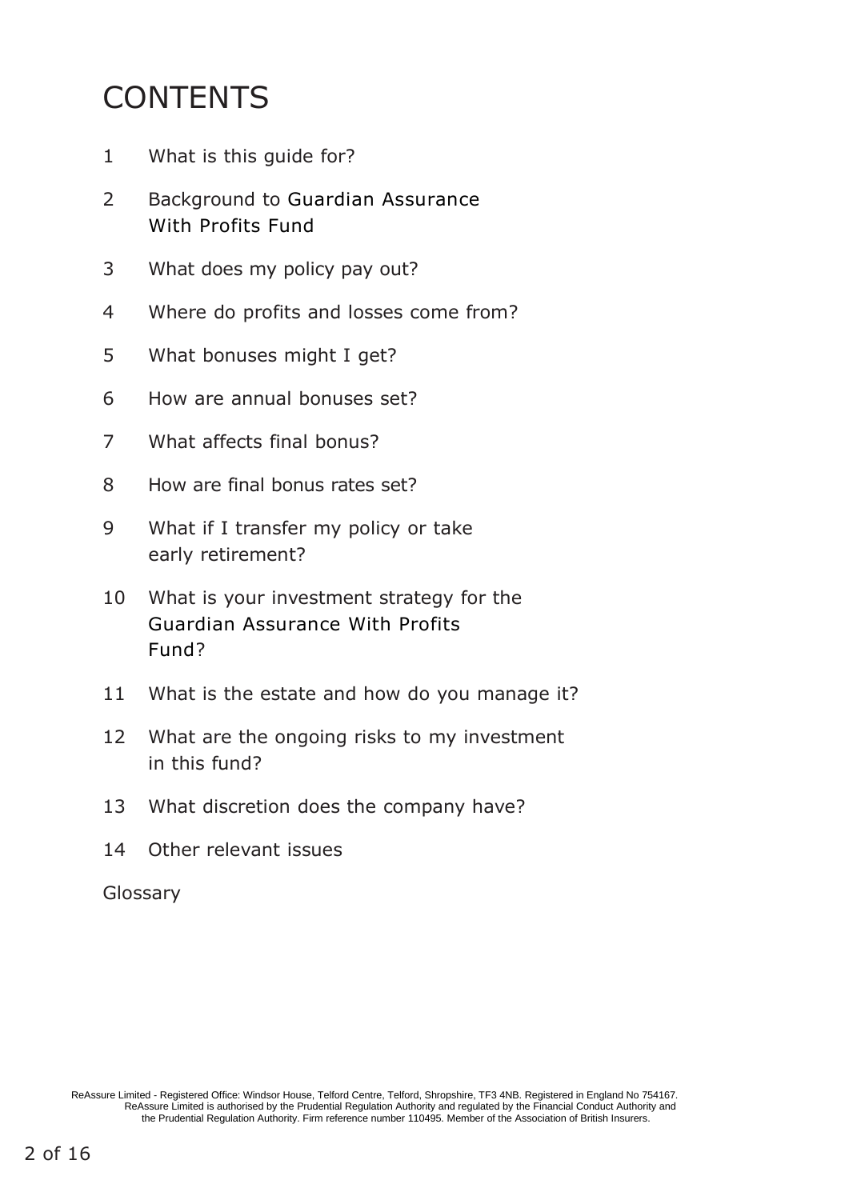# CONTENTS

1. What is this guide for?
2. Background to Guardian Assurance With Profits Fund
3. What does my policy pay out?
4. Where do profits and losses come from?
5. What bonuses might I get?
6. How are annual bonuses set?
7. What affects final bonus?
8. How are final bonus rates set?
9. What if I transfer my policy or take early retirement?
10. What is your investment strategy for the Guardian Assurance With Profits Fund?
11. What is the estate and how do you manage it?
12. What are the ongoing risks to my investment in this fund?
13. What discretion does the company have?
14. Other relevant issues

Glossary

ReAssure Limited - Registered Office: Windsor House, Telford Centre, Telford, Shropshire, TF3 4NB. Registered in England No 754167. ReAssure Limited is authorised by the Prudential Regulation Authority and regulated by the Financial Conduct Authority and the Prudential Regulation Authority. Firm reference number 110495. Member of the Association of British Insurers.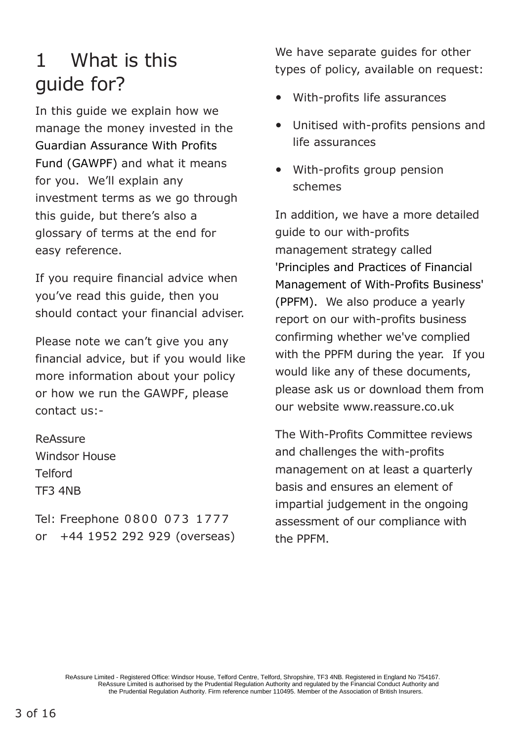# 1 What is this guide for?

In this guide we explain how we manage the money invested in the Guardian Assurance With Profits Fund (GAWPF) and what it means for you. We'll explain any investment terms as we go through this guide, but there's also a glossary of terms at the end for easy reference.

If you require financial advice when you've read this guide, then you should contact your financial adviser.

Please note we can't give you any financial advice, but if you would like more information about your policy or how we run the GAWPF, please contact us:-

ReAssure
Windsor House
Telford
TF3 4NB

Tel: Freephone 0800 073 1777
or +44 1952 292 929 (overseas)

We have separate guides for other types of policy, available on request:

- With-profits life assurances
- Unitised with-profits pensions and life assurances
- With-profits group pension schemes

In addition, we have a more detailed guide to our with-profits management strategy called 'Principles and Practices of Financial Management of With-Profits Business' (PPFM). We also produce a yearly report on our with-profits business confirming whether we've complied with the PPFM during the year. If you would like any of these documents, please ask us or download them from our website www.reassure.co.uk

The With-Profits Committee reviews and challenges the with-profits management on at least a quarterly basis and ensures an element of impartial judgement in the ongoing assessment of our compliance with the PPFM.

ReAssure Limited - Registered Office: Windsor House, Telford Centre, Telford, Shropshire, TF3 4NB. Registered in England No 754167. ReAssure Limited is authorised by the Prudential Regulation Authority and regulated by the Financial Conduct Authority and the Prudential Regulation Authority. Firm reference number 110495. Member of the Association of British Insurers.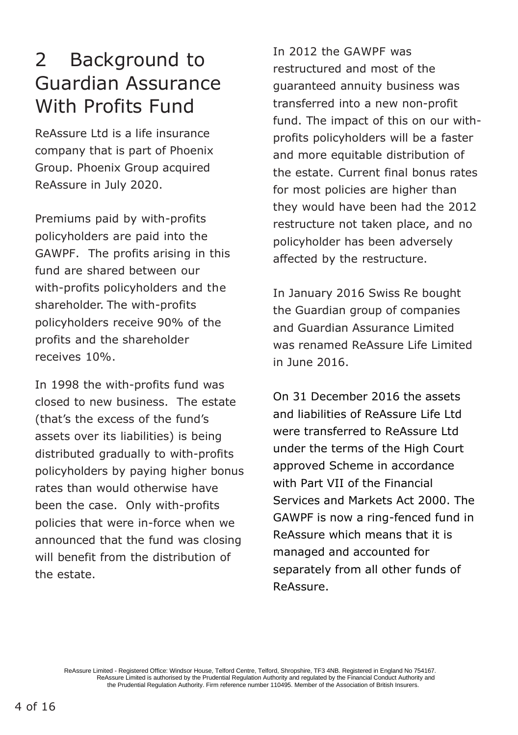# 2 Background to Guardian Assurance With Profits Fund

ReAssure Ltd is a life insurance company that is part of Phoenix Group. Phoenix Group acquired ReAssure in July 2020.

Premiums paid by with-profits policyholders are paid into the GAWPF. The profits arising in this fund are shared between our with-profits policyholders and the shareholder. The with-profits policyholders receive 90% of the profits and the shareholder receives 10%.

In 1998 the with-profits fund was closed to new business. The estate (that's the excess of the fund's assets over its liabilities) is being distributed gradually to with-profits policyholders by paying higher bonus rates than would otherwise have been the case. Only with-profits policies that were in-force when we announced that the fund was closing will benefit from the distribution of the estate.

In 2012 the GAWPF was restructured and most of the guaranteed annuity business was transferred into a new non-profit fund. The impact of this on our with-profits policyholders will be a faster and more equitable distribution of the estate. Current final bonus rates for most policies are higher than they would have been had the 2012 restructure not taken place, and no policyholder has been adversely affected by the restructure.

In January 2016 Swiss Re bought the Guardian group of companies and Guardian Assurance Limited was renamed ReAssure Life Limited in June 2016.

On 31 December 2016 the assets and liabilities of ReAssure Life Ltd were transferred to ReAssure Ltd under the terms of the High Court approved Scheme in accordance with Part VII of the Financial Services and Markets Act 2000. The GAWPF is now a ring-fenced fund in ReAssure which means that it is managed and accounted for separately from all other funds of ReAssure.

ReAssure Limited - Registered Office: Windsor House, Telford Centre, Telford, Shropshire, TF3 4NB. Registered in England No 754167. ReAssure Limited is authorised by the Prudential Regulation Authority and regulated by the Financial Conduct Authority and the Prudential Regulation Authority. Firm reference number 110495. Member of the Association of British Insurers.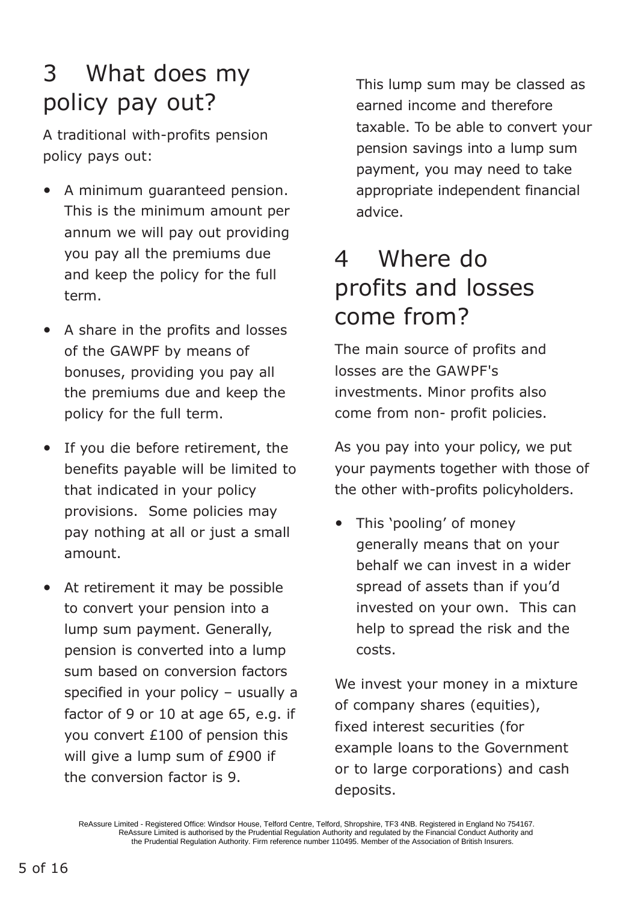# 3 What does my policy pay out?

A traditional with-profits pension policy pays out:

- A minimum guaranteed pension. This is the minimum amount per annum we will pay out providing you pay all the premiums due and keep the policy for the full term.
- A share in the profits and losses of the GAWPF by means of bonuses, providing you pay all the premiums due and keep the policy for the full term.
- If you die before retirement, the benefits payable will be limited to that indicated in your policy provisions. Some policies may pay nothing at all or just a small amount.
- At retirement it may be possible to convert your pension into a lump sum payment. Generally, pension is converted into a lump sum based on conversion factors specified in your policy – usually a factor of 9 or 10 at age 65, e.g. if you convert £100 of pension this will give a lump sum of £900 if the conversion factor is 9.

  This lump sum may be classed as earned income and therefore taxable. To be able to convert your pension savings into a lump sum payment, you may need to take appropriate independent financial advice.

# 4 Where do profits and losses come from?

The main source of profits and losses are the GAWPF's investments. Minor profits also come from non- profit policies.

As you pay into your policy, we put your payments together with those of the other with-profits policyholders.

- This 'pooling' of money generally means that on your behalf we can invest in a wider spread of assets than if you'd invested on your own. This can help to spread the risk and the costs.

We invest your money in a mixture of company shares (equities), fixed interest securities (for example loans to the Government or to large corporations) and cash deposits.

ReAssure Limited - Registered Office: Windsor House, Telford Centre, Telford, Shropshire, TF3 4NB. Registered in England No 754167. ReAssure Limited is authorised by the Prudential Regulation Authority and regulated by the Financial Conduct Authority and the Prudential Regulation Authority. Firm reference number 110495. Member of the Association of British Insurers.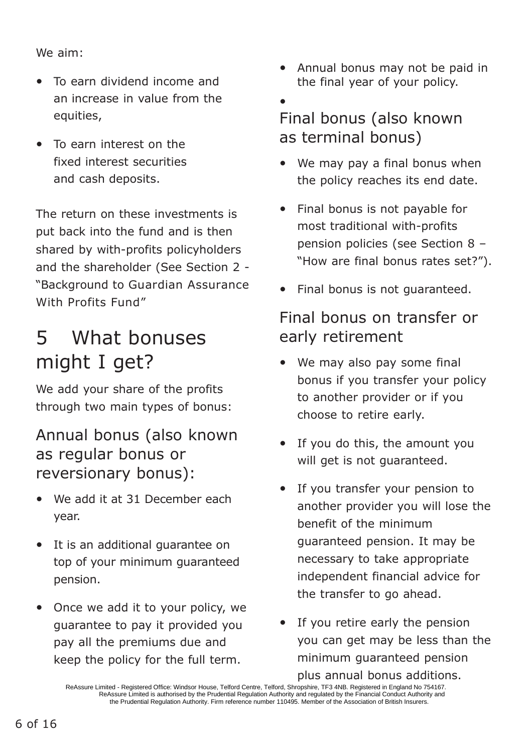We aim:

- To earn dividend income and an increase in value from the equities,
- To earn interest on the fixed interest securities and cash deposits.

The return on these investments is put back into the fund and is then shared by with-profits policyholders and the shareholder (See Section 2 - "Background to Guardian Assurance With Profits Fund"

# 5 What bonuses might I get?

We add your share of the profits through two main types of bonus:

## Annual bonus (also known as regular bonus or reversionary bonus):

- We add it at 31 December each year.
- It is an additional guarantee on top of your minimum guaranteed pension.
- Once we add it to your policy, we guarantee to pay it provided you pay all the premiums due and keep the policy for the full term.
- Annual bonus may not be paid in the final year of your policy.

## Final bonus (also known as terminal bonus)

- We may pay a final bonus when the policy reaches its end date.
- Final bonus is not payable for most traditional with-profits pension policies (see Section 8 – "How are final bonus rates set?").
- Final bonus is not guaranteed.

## Final bonus on transfer or early retirement

- We may also pay some final bonus if you transfer your policy to another provider or if you choose to retire early.
- If you do this, the amount you will get is not guaranteed.
- If you transfer your pension to another provider you will lose the benefit of the minimum guaranteed pension. It may be necessary to take appropriate independent financial advice for the transfer to go ahead.
- If you retire early the pension you can get may be less than the minimum guaranteed pension plus annual bonus additions.

ReAssure Limited - Registered Office: Windsor House, Telford Centre, Telford, Shropshire, TF3 4NB. Registered in England No 754167. ReAssure Limited is authorised by the Prudential Regulation Authority and regulated by the Financial Conduct Authority and the Prudential Regulation Authority. Firm reference number 110495. Member of the Association of British Insurers.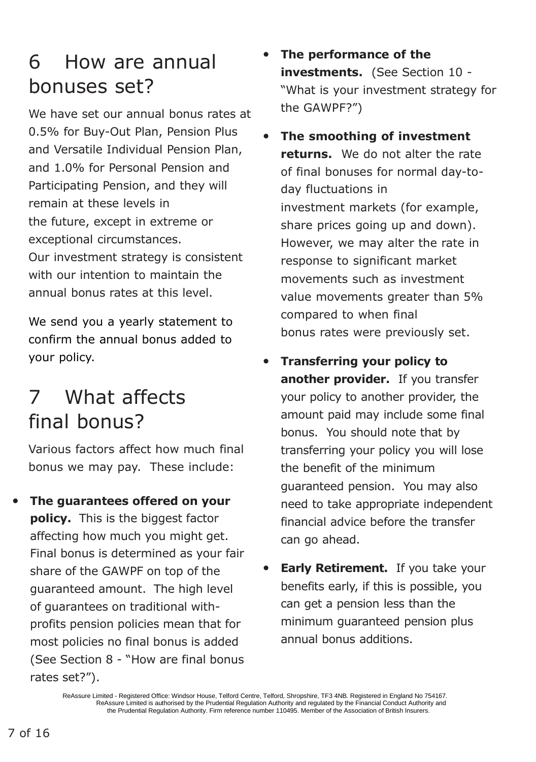## 6 How are annual bonuses set?

We have set our annual bonus rates at 0.5% for Buy-Out Plan, Pension Plus and Versatile Individual Pension Plan, and 1.0% for Personal Pension and Participating Pension, and they will remain at these levels in the future, except in extreme or exceptional circumstances. Our investment strategy is consistent with our intention to maintain the annual bonus rates at this level.

We send you a yearly statement to confirm the annual bonus added to your policy.

## 7 What affects final bonus?

Various factors affect how much final bonus we may pay. These include:

- **The guarantees offered on your policy.** This is the biggest factor affecting how much you might get. Final bonus is determined as your fair share of the GAWPF on top of the guaranteed amount. The high level of guarantees on traditional with-profits pension policies mean that for most policies no final bonus is added (See Section 8 - "How are final bonus rates set?").
- **The performance of the investments.** (See Section 10 - "What is your investment strategy for the GAWPF?")
- **The smoothing of investment returns.** We do not alter the rate of final bonuses for normal day-to-day fluctuations in investment markets (for example, share prices going up and down). However, we may alter the rate in response to significant market movements such as investment value movements greater than 5% compared to when final bonus rates were previously set.
- **Transferring your policy to another provider.** If you transfer your policy to another provider, the amount paid may include some final bonus. You should note that by transferring your policy you will lose the benefit of the minimum guaranteed pension. You may also need to take appropriate independent financial advice before the transfer can go ahead.
- **Early Retirement.** If you take your benefits early, if this is possible, you can get a pension less than the minimum guaranteed pension plus annual bonus additions.

ReAssure Limited - Registered Office: Windsor House, Telford Centre, Telford, Shropshire, TF3 4NB. Registered in England No 754167. ReAssure Limited is authorised by the Prudential Regulation Authority and regulated by the Financial Conduct Authority and the Prudential Regulation Authority. Firm reference number 110495. Member of the Association of British Insurers.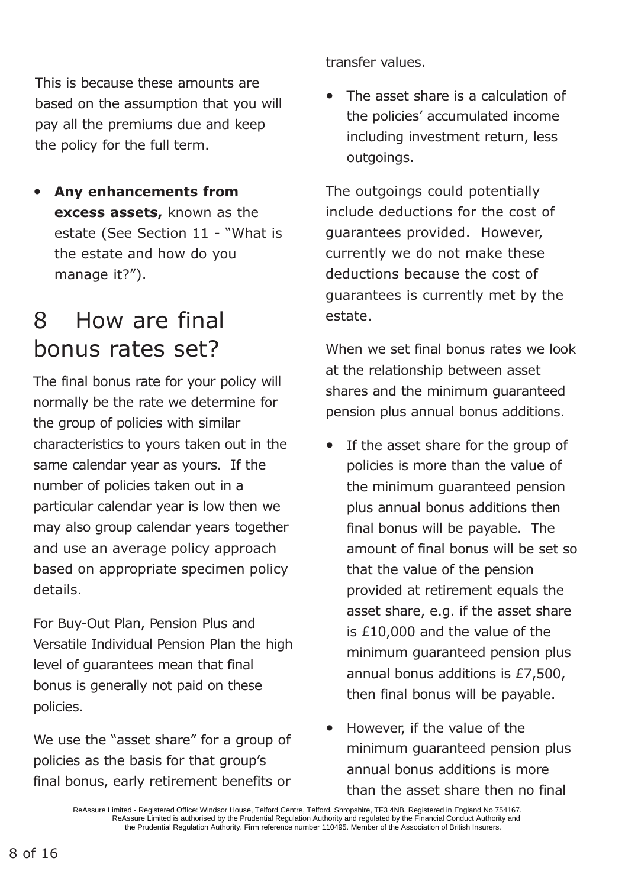This is because these amounts are based on the assumption that you will pay all the premiums due and keep the policy for the full term.

- **Any enhancements from excess assets,** known as the estate (See Section 11 - "What is the estate and how do you manage it?").

# 8 How are final bonus rates set?

The final bonus rate for your policy will normally be the rate we determine for the group of policies with similar characteristics to yours taken out in the same calendar year as yours. If the number of policies taken out in a particular calendar year is low then we may also group calendar years together and use an average policy approach based on appropriate specimen policy details.

For Buy-Out Plan, Pension Plus and Versatile Individual Pension Plan the high level of guarantees mean that final bonus is generally not paid on these policies.

We use the "asset share" for a group of policies as the basis for that group's final bonus, early retirement benefits or transfer values.

- The asset share is a calculation of the policies' accumulated income including investment return, less outgoings.

The outgoings could potentially include deductions for the cost of guarantees provided. However, currently we do not make these deductions because the cost of guarantees is currently met by the estate.

When we set final bonus rates we look at the relationship between asset shares and the minimum guaranteed pension plus annual bonus additions.

- If the asset share for the group of policies is more than the value of the minimum guaranteed pension plus annual bonus additions then final bonus will be payable. The amount of final bonus will be set so that the value of the pension provided at retirement equals the asset share, e.g. if the asset share is £10,000 and the value of the minimum guaranteed pension plus annual bonus additions is £7,500, then final bonus will be payable.
- However, if the value of the minimum guaranteed pension plus annual bonus additions is more than the asset share then no final

ReAssure Limited - Registered Office: Windsor House, Telford Centre, Telford, Shropshire, TF3 4NB. Registered in England No 754167. ReAssure Limited is authorised by the Prudential Regulation Authority and regulated by the Financial Conduct Authority and the Prudential Regulation Authority. Firm reference number 110495. Member of the Association of British Insurers.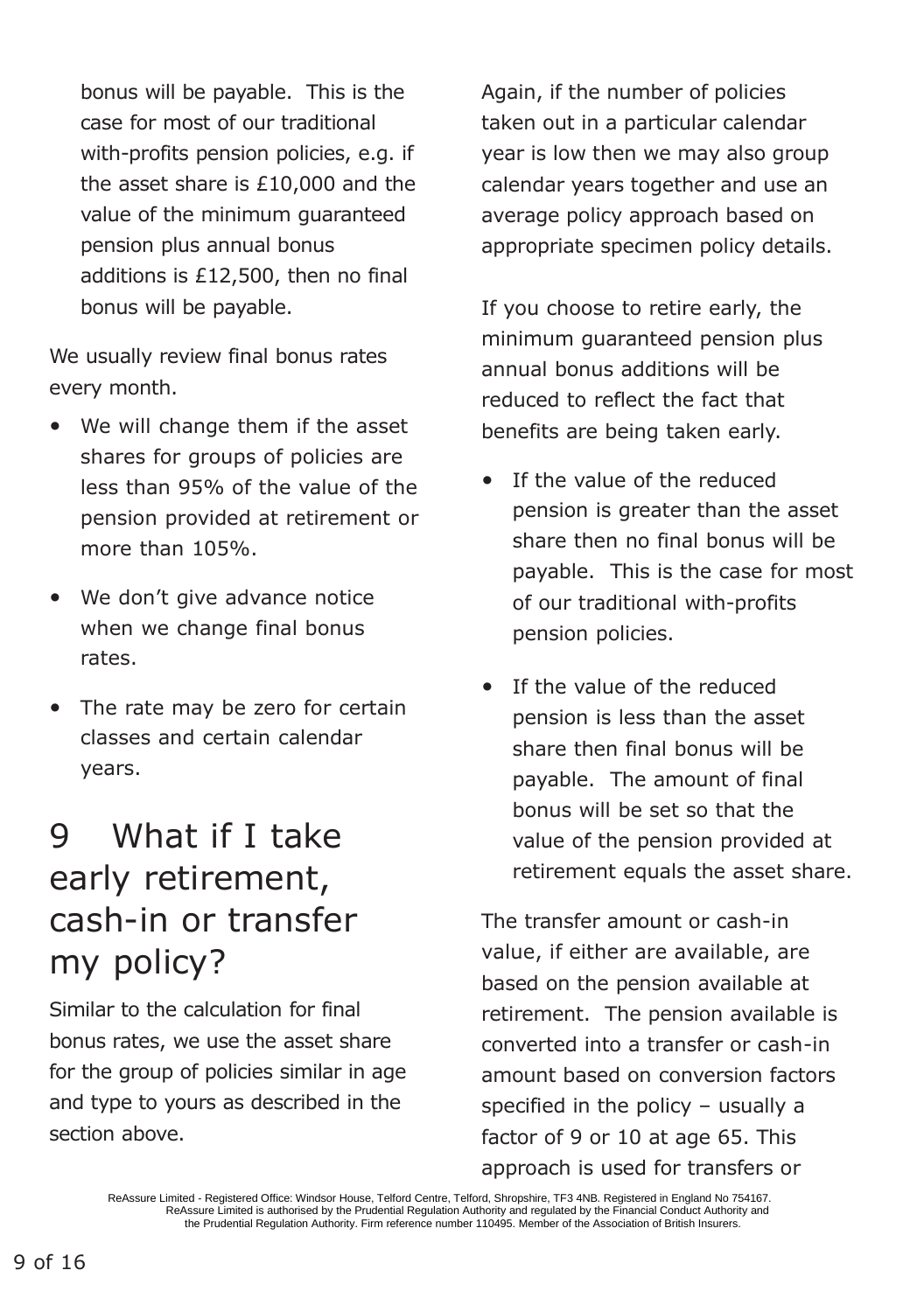bonus will be payable. This is the case for most of our traditional with-profits pension policies, e.g. if the asset share is £10,000 and the value of the minimum guaranteed pension plus annual bonus additions is £12,500, then no final bonus will be payable.

We usually review final bonus rates every month.

- We will change them if the asset shares for groups of policies are less than 95% of the value of the pension provided at retirement or more than 105%.
- We don't give advance notice when we change final bonus rates.
- The rate may be zero for certain classes and certain calendar years.

# 9 What if I take early retirement, cash-in or transfer my policy?

Similar to the calculation for final bonus rates, we use the asset share for the group of policies similar in age and type to yours as described in the section above.

Again, if the number of policies taken out in a particular calendar year is low then we may also group calendar years together and use an average policy approach based on appropriate specimen policy details.

If you choose to retire early, the minimum guaranteed pension plus annual bonus additions will be reduced to reflect the fact that benefits are being taken early.

- If the value of the reduced pension is greater than the asset share then no final bonus will be payable. This is the case for most of our traditional with-profits pension policies.
- If the value of the reduced pension is less than the asset share then final bonus will be payable. The amount of final bonus will be set so that the value of the pension provided at retirement equals the asset share.

The transfer amount or cash-in value, if either are available, are based on the pension available at retirement. The pension available is converted into a transfer or cash-in amount based on conversion factors specified in the policy – usually a factor of 9 or 10 at age 65. This approach is used for transfers or

ReAssure Limited - Registered Office: Windsor House, Telford Centre, Telford, Shropshire, TF3 4NB. Registered in England No 754167. ReAssure Limited is authorised by the Prudential Regulation Authority and regulated by the Financial Conduct Authority and the Prudential Regulation Authority. Firm reference number 110495. Member of the Association of British Insurers.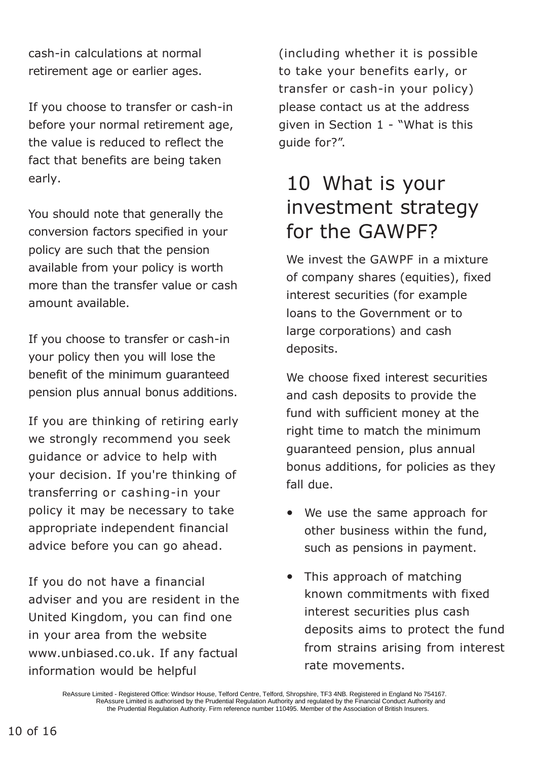cash-in calculations at normal retirement age or earlier ages.

If you choose to transfer or cash-in before your normal retirement age, the value is reduced to reflect the fact that benefits are being taken early.

You should note that generally the conversion factors specified in your policy are such that the pension available from your policy is worth more than the transfer value or cash amount available.

If you choose to transfer or cash-in your policy then you will lose the benefit of the minimum guaranteed pension plus annual bonus additions.

If you are thinking of retiring early we strongly recommend you seek guidance or advice to help with your decision. If you're thinking of transferring or cashing-in your policy it may be necessary to take appropriate independent financial advice before you can go ahead.

If you do not have a financial adviser and you are resident in the United Kingdom, you can find one in your area from the website www.unbiased.co.uk. If any factual information would be helpful (including whether it is possible to take your benefits early, or transfer or cash-in your policy) please contact us at the address given in Section 1 - "What is this guide for?".

## 10 What is your investment strategy for the GAWPF?

We invest the GAWPF in a mixture of company shares (equities), fixed interest securities (for example loans to the Government or to large corporations) and cash deposits.

We choose fixed interest securities and cash deposits to provide the fund with sufficient money at the right time to match the minimum guaranteed pension, plus annual bonus additions, for policies as they fall due.

- We use the same approach for other business within the fund, such as pensions in payment.
- This approach of matching known commitments with fixed interest securities plus cash deposits aims to protect the fund from strains arising from interest rate movements.

ReAssure Limited - Registered Office: Windsor House, Telford Centre, Telford, Shropshire, TF3 4NB. Registered in England No 754167. ReAssure Limited is authorised by the Prudential Regulation Authority and regulated by the Financial Conduct Authority and the Prudential Regulation Authority. Firm reference number 110495. Member of the Association of British Insurers.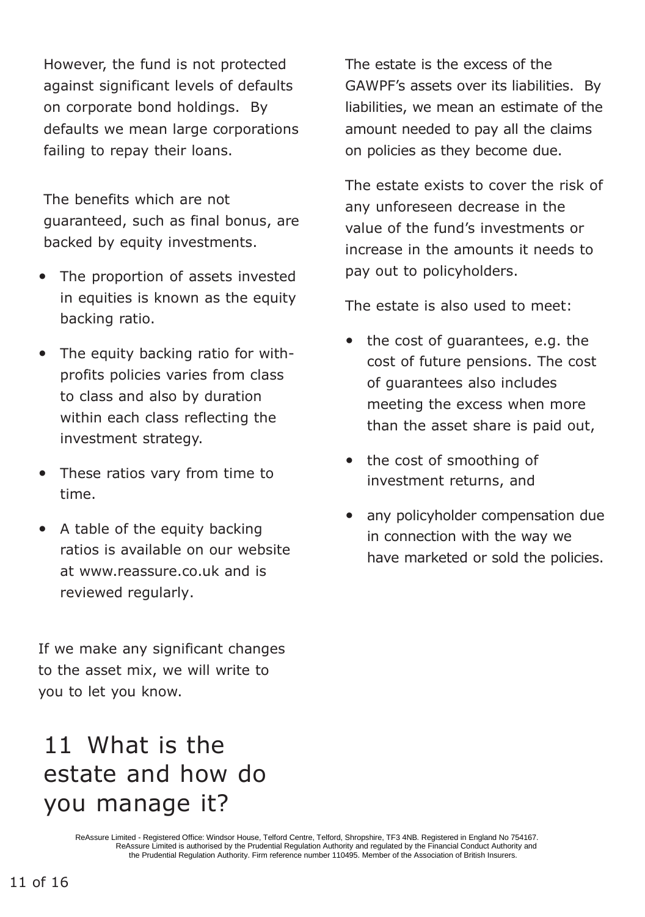However, the fund is not protected against significant levels of defaults on corporate bond holdings. By defaults we mean large corporations failing to repay their loans.

The benefits which are not guaranteed, such as final bonus, are backed by equity investments.

- The proportion of assets invested in equities is known as the equity backing ratio.
- The equity backing ratio for with-profits policies varies from class to class and also by duration within each class reflecting the investment strategy.
- These ratios vary from time to time.
- A table of the equity backing ratios is available on our website at www.reassure.co.uk and is reviewed regularly.

If we make any significant changes to the asset mix, we will write to you to let you know.

## 11 What is the estate and how do you manage it?

The estate is the excess of the GAWPF's assets over its liabilities. By liabilities, we mean an estimate of the amount needed to pay all the claims on policies as they become due.

The estate exists to cover the risk of any unforeseen decrease in the value of the fund's investments or increase in the amounts it needs to pay out to policyholders.

The estate is also used to meet:

- the cost of guarantees, e.g. the cost of future pensions. The cost of guarantees also includes meeting the excess when more than the asset share is paid out,
- the cost of smoothing of investment returns, and
- any policyholder compensation due in connection with the way we have marketed or sold the policies.

ReAssure Limited - Registered Office: Windsor House, Telford Centre, Telford, Shropshire, TF3 4NB. Registered in England No 754167. ReAssure Limited is authorised by the Prudential Regulation Authority and regulated by the Financial Conduct Authority and the Prudential Regulation Authority. Firm reference number 110495. Member of the Association of British Insurers.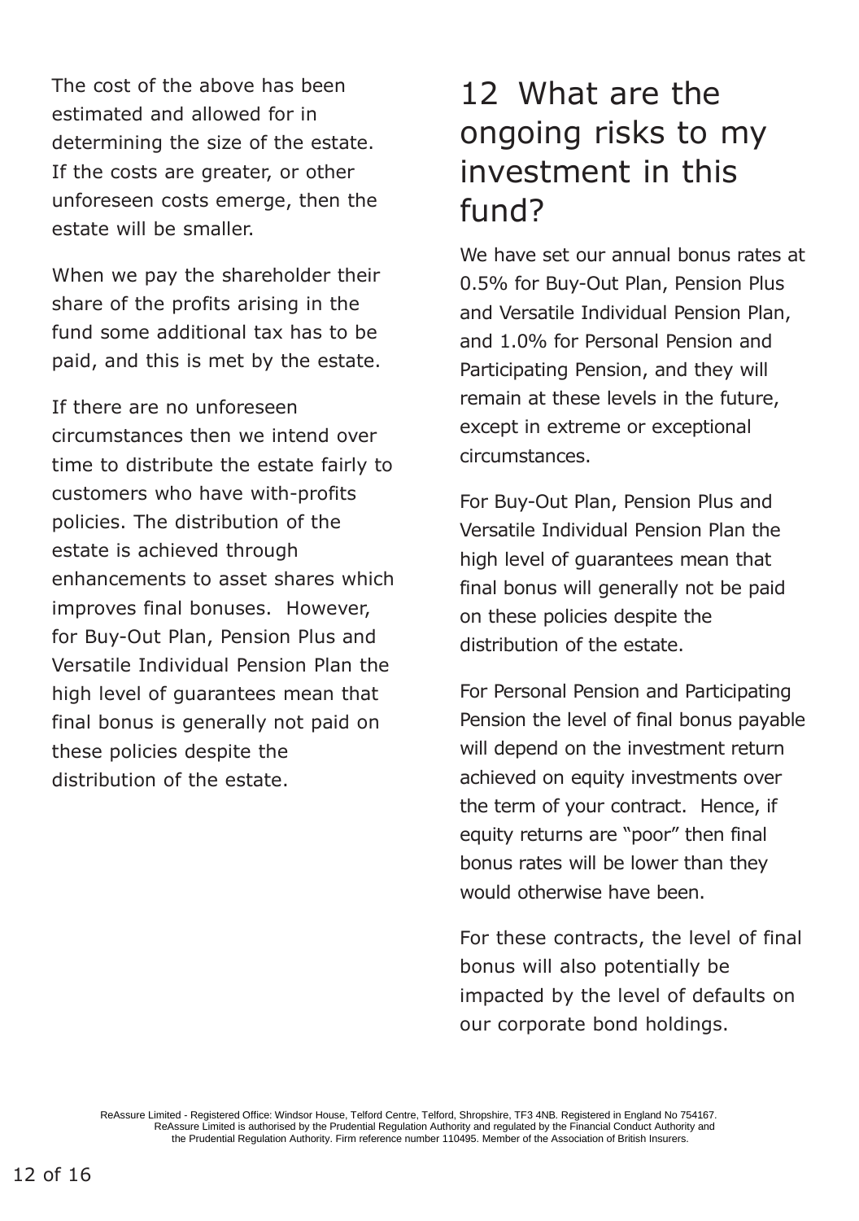The cost of the above has been estimated and allowed for in determining the size of the estate. If the costs are greater, or other unforeseen costs emerge, then the estate will be smaller.

When we pay the shareholder their share of the profits arising in the fund some additional tax has to be paid, and this is met by the estate.

If there are no unforeseen circumstances then we intend over time to distribute the estate fairly to customers who have with-profits policies. The distribution of the estate is achieved through enhancements to asset shares which improves final bonuses. However, for Buy-Out Plan, Pension Plus and Versatile Individual Pension Plan the high level of guarantees mean that final bonus is generally not paid on these policies despite the distribution of the estate.

# 12 What are the ongoing risks to my investment in this fund?

We have set our annual bonus rates at 0.5% for Buy-Out Plan, Pension Plus and Versatile Individual Pension Plan, and 1.0% for Personal Pension and Participating Pension, and they will remain at these levels in the future, except in extreme or exceptional circumstances.

For Buy-Out Plan, Pension Plus and Versatile Individual Pension Plan the high level of guarantees mean that final bonus will generally not be paid on these policies despite the distribution of the estate.

For Personal Pension and Participating Pension the level of final bonus payable will depend on the investment return achieved on equity investments over the term of your contract. Hence, if equity returns are "poor" then final bonus rates will be lower than they would otherwise have been.

For these contracts, the level of final bonus will also potentially be impacted by the level of defaults on our corporate bond holdings.

ReAssure Limited - Registered Office: Windsor House, Telford Centre, Telford, Shropshire, TF3 4NB. Registered in England No 754167. ReAssure Limited is authorised by the Prudential Regulation Authority and regulated by the Financial Conduct Authority and the Prudential Regulation Authority. Firm reference number 110495. Member of the Association of British Insurers.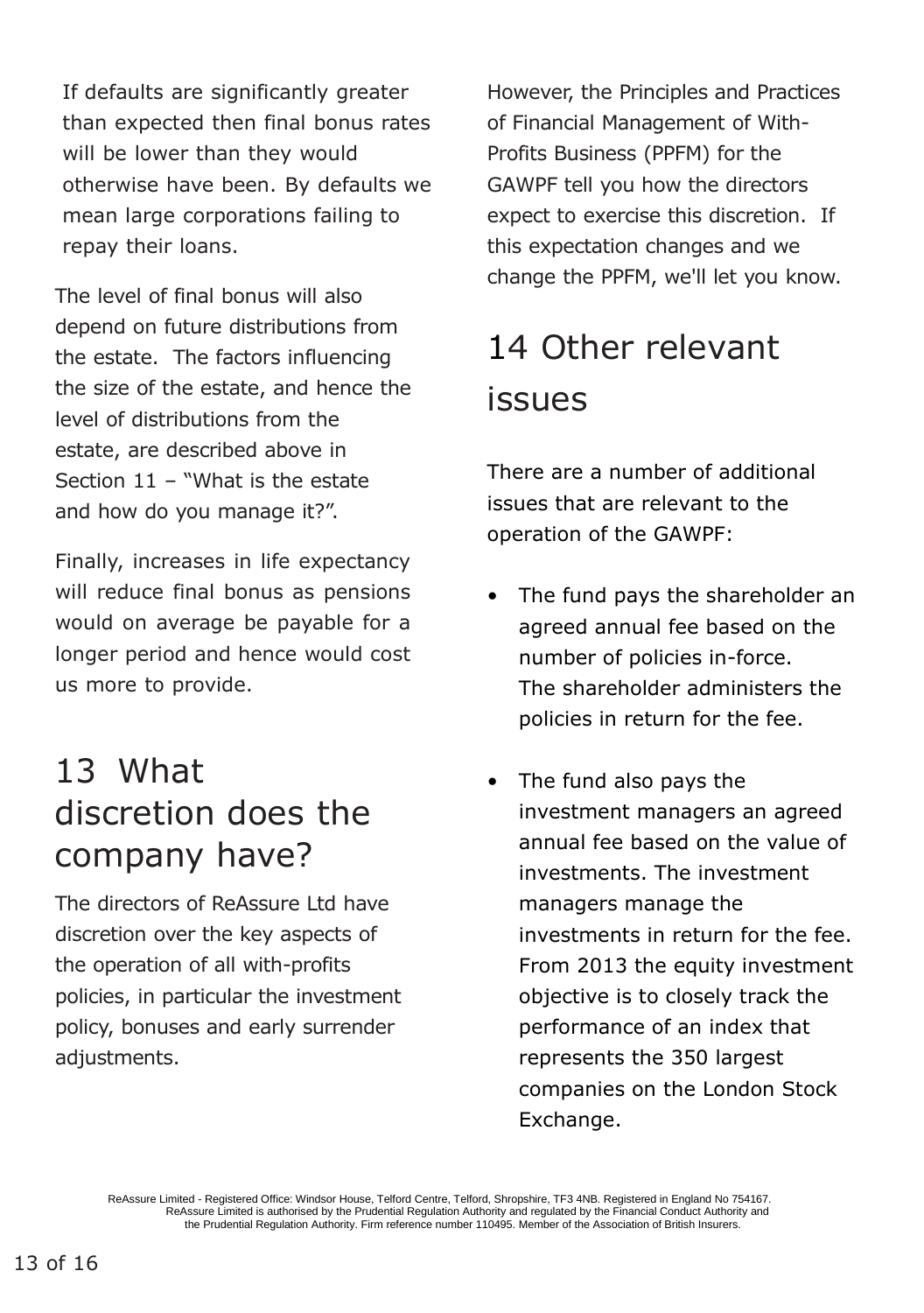If defaults are significantly greater than expected then final bonus rates will be lower than they would otherwise have been. By defaults we mean large corporations failing to repay their loans.

The level of final bonus will also depend on future distributions from the estate. The factors influencing the size of the estate, and hence the level of distributions from the estate, are described above in Section 11 – "What is the estate and how do you manage it?".

Finally, increases in life expectancy will reduce final bonus as pensions would on average be payable for a longer period and hence would cost us more to provide.

# 13 What discretion does the company have?

The directors of ReAssure Ltd have discretion over the key aspects of the operation of all with-profits policies, in particular the investment policy, bonuses and early surrender adjustments.

However, the Principles and Practices of Financial Management of With-Profits Business (PPFM) for the GAWPF tell you how the directors expect to exercise this discretion. If this expectation changes and we change the PPFM, we'll let you know.

# 14 Other relevant issues

There are a number of additional issues that are relevant to the operation of the GAWPF:

- The fund pays the shareholder an agreed annual fee based on the number of policies in-force. The shareholder administers the policies in return for the fee.
- The fund also pays the investment managers an agreed annual fee based on the value of investments. The investment managers manage the investments in return for the fee. From 2013 the equity investment objective is to closely track the performance of an index that represents the 350 largest companies on the London Stock Exchange.

ReAssure Limited - Registered Office: Windsor House, Telford Centre, Telford, Shropshire, TF3 4NB. Registered in England No 754167. ReAssure Limited is authorised by the Prudential Regulation Authority and regulated by the Financial Conduct Authority and the Prudential Regulation Authority. Firm reference number 110495. Member of the Association of British Insurers.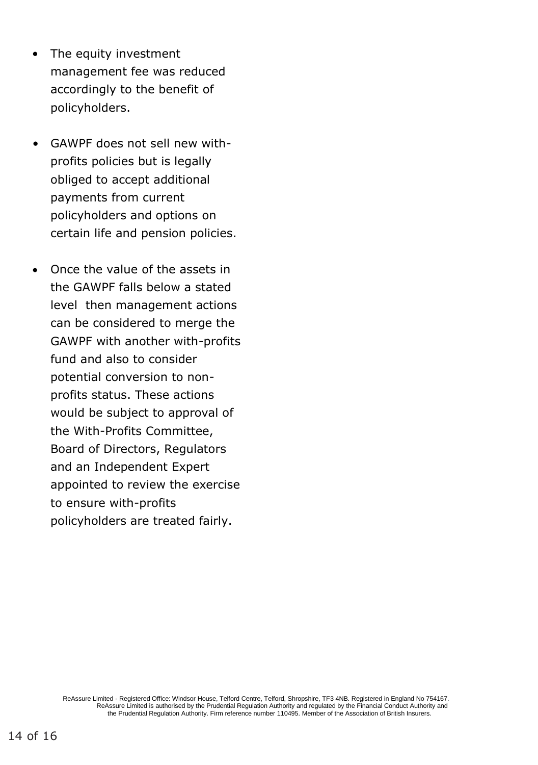- The equity investment management fee was reduced accordingly to the benefit of policyholders.

- GAWPF does not sell new with-profits policies but is legally obliged to accept additional payments from current policyholders and options on certain life and pension policies.

- Once the value of the assets in the GAWPF falls below a stated level then management actions can be considered to merge the GAWPF with another with-profits fund and also to consider potential conversion to non-profits status. These actions would be subject to approval of the With-Profits Committee, Board of Directors, Regulators and an Independent Expert appointed to review the exercise to ensure with-profits policyholders are treated fairly.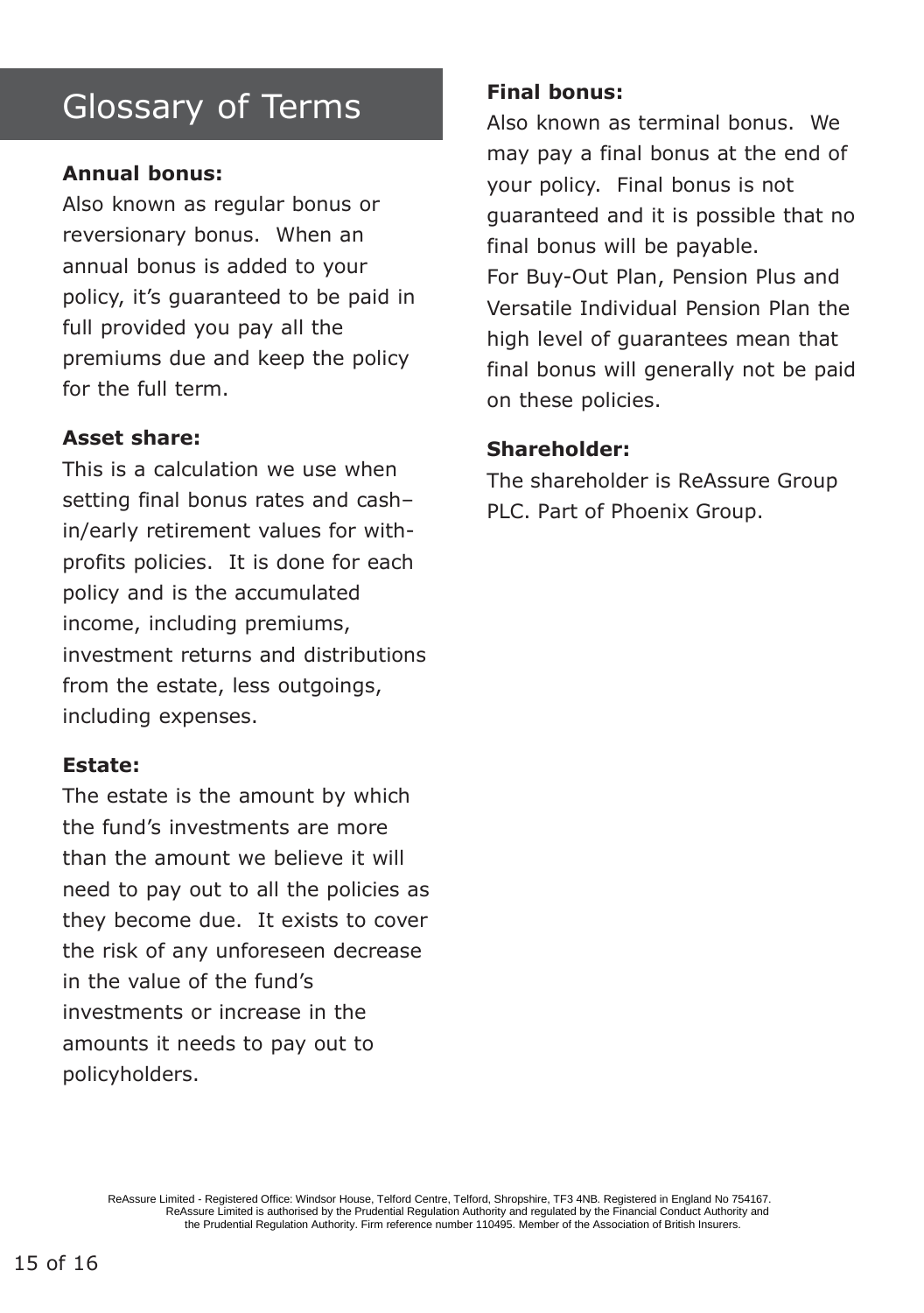# Glossary of Terms

**Annual bonus:**

Also known as regular bonus or reversionary bonus. When an annual bonus is added to your policy, it's guaranteed to be paid in full provided you pay all the premiums due and keep the policy for the full term.

**Asset share:**

This is a calculation we use when setting final bonus rates and cash–in/early retirement values for with-profits policies. It is done for each policy and is the accumulated income, including premiums, investment returns and distributions from the estate, less outgoings, including expenses.

**Estate:**

The estate is the amount by which the fund's investments are more than the amount we believe it will need to pay out to all the policies as they become due. It exists to cover the risk of any unforeseen decrease in the value of the fund's investments or increase in the amounts it needs to pay out to policyholders.

**Final bonus:**

Also known as terminal bonus. We may pay a final bonus at the end of your policy. Final bonus is not guaranteed and it is possible that no final bonus will be payable.

For Buy-Out Plan, Pension Plus and Versatile Individual Pension Plan the high level of guarantees mean that final bonus will generally not be paid on these policies.

**Shareholder:**

The shareholder is ReAssure Group PLC. Part of Phoenix Group.

ReAssure Limited - Registered Office: Windsor House, Telford Centre, Telford, Shropshire, TF3 4NB. Registered in England No 754167. ReAssure Limited is authorised by the Prudential Regulation Authority and regulated by the Financial Conduct Authority and the Prudential Regulation Authority. Firm reference number 110495. Member of the Association of British Insurers.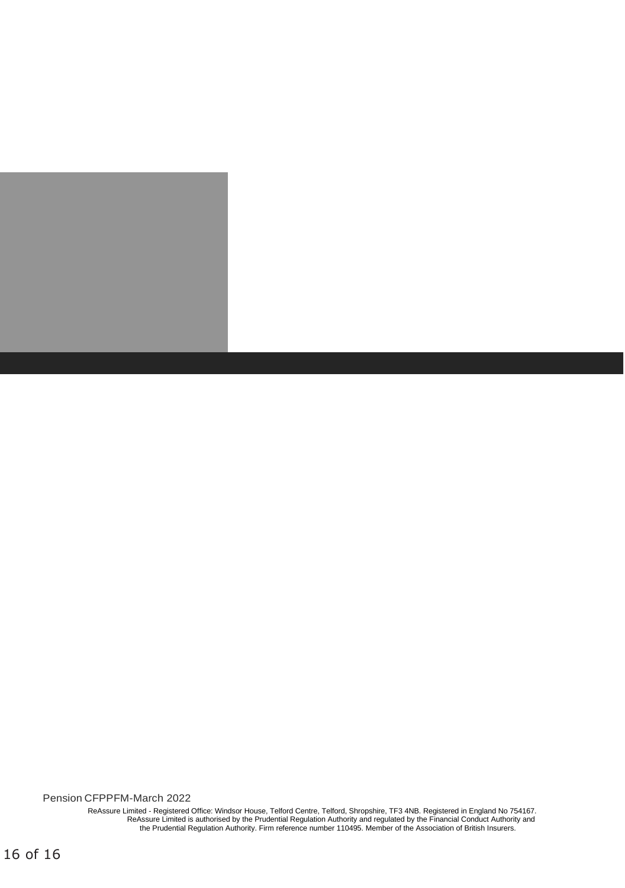Pension CFPPFM-March 2022

ReAssure Limited - Registered Office: Windsor House, Telford Centre, Telford, Shropshire, TF3 4NB. Registered in England No 754167. ReAssure Limited is authorised by the Prudential Regulation Authority and regulated by the Financial Conduct Authority and the Prudential Regulation Authority. Firm reference number 110495. Member of the Association of British Insurers.